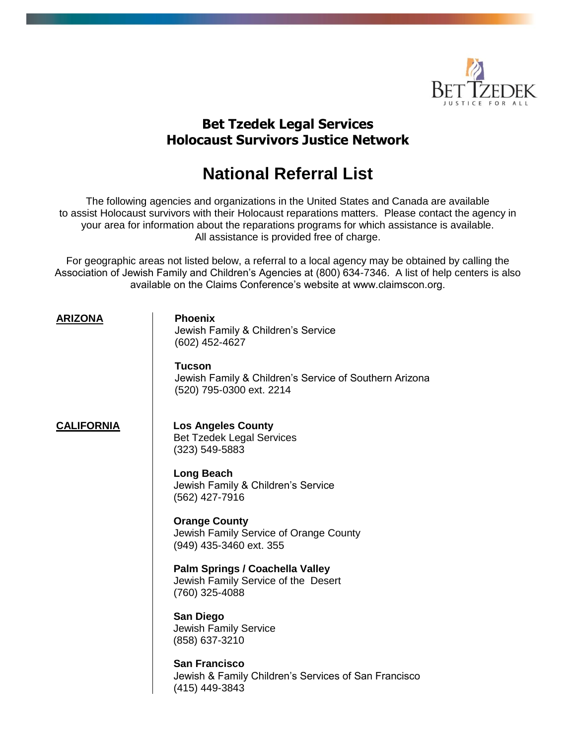# Bet Tzedek Legal Services
# Holocaust Survivors Justice Network

## National Referral List

The following agencies and organizations in the United States and Canada are available to assist Holocaust survivors with their Holocaust reparations matters. Please contact the agency in your area for information about the reparations programs for which assistance is available. All assistance is provided free of charge.

For geographic areas not listed below, a referral to a local agency may be obtained by calling the Association of Jewish Family and Children's Agencies at (800) 634-7346. A list of help centers is also available on the Claims Conference's website at www.claimscon.org.

### ARIZONA

**Phoenix**
Jewish Family & Children's Service
(602) 452-4627

**Tucson**
Jewish Family & Children's Service of Southern Arizona
(520) 795-0300 ext. 2214

### CALIFORNIA

**Los Angeles County**
Bet Tzedek Legal Services
(323) 549-5883

**Long Beach**
Jewish Family & Children's Service
(562) 427-7916

**Orange County**
Jewish Family Service of Orange County
(949) 435-3460 ext. 355

**Palm Springs / Coachella Valley**
Jewish Family Service of the Desert
(760) 325-4088

**San Diego**
Jewish Family Service
(858) 637-3210

**San Francisco**
Jewish & Family Children's Services of San Francisco
(415) 449-3843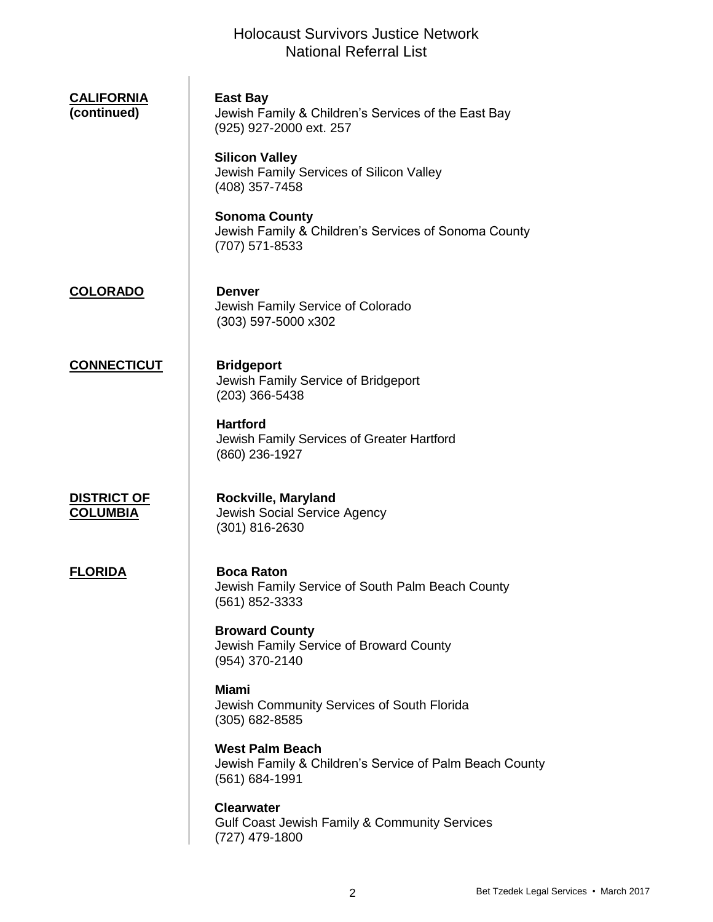# Holocaust Survivors Justice Network
## National Referral List

## CALIFORNIA (continued)

**East Bay**
Jewish Family & Children's Services of the East Bay
(925) 927-2000 ext. 257

**Silicon Valley**
Jewish Family Services of Silicon Valley
(408) 357-7458

**Sonoma County**
Jewish Family & Children's Services of Sonoma County
(707) 571-8533

## COLORADO

**Denver**
Jewish Family Service of Colorado
(303) 597-5000 x302

## CONNECTICUT

**Bridgeport**
Jewish Family Service of Bridgeport
(203) 366-5438

**Hartford**
Jewish Family Services of Greater Hartford
(860) 236-1927

## DISTRICT OF COLUMBIA

**Rockville, Maryland**
Jewish Social Service Agency
(301) 816-2630

## FLORIDA

**Boca Raton**
Jewish Family Service of South Palm Beach County
(561) 852-3333

**Broward County**
Jewish Family Service of Broward County
(954) 370-2140

**Miami**
Jewish Community Services of South Florida
(305) 682-8585

**West Palm Beach**
Jewish Family & Children's Service of Palm Beach County
(561) 684-1991

**Clearwater**
Gulf Coast Jewish Family & Community Services
(727) 479-1800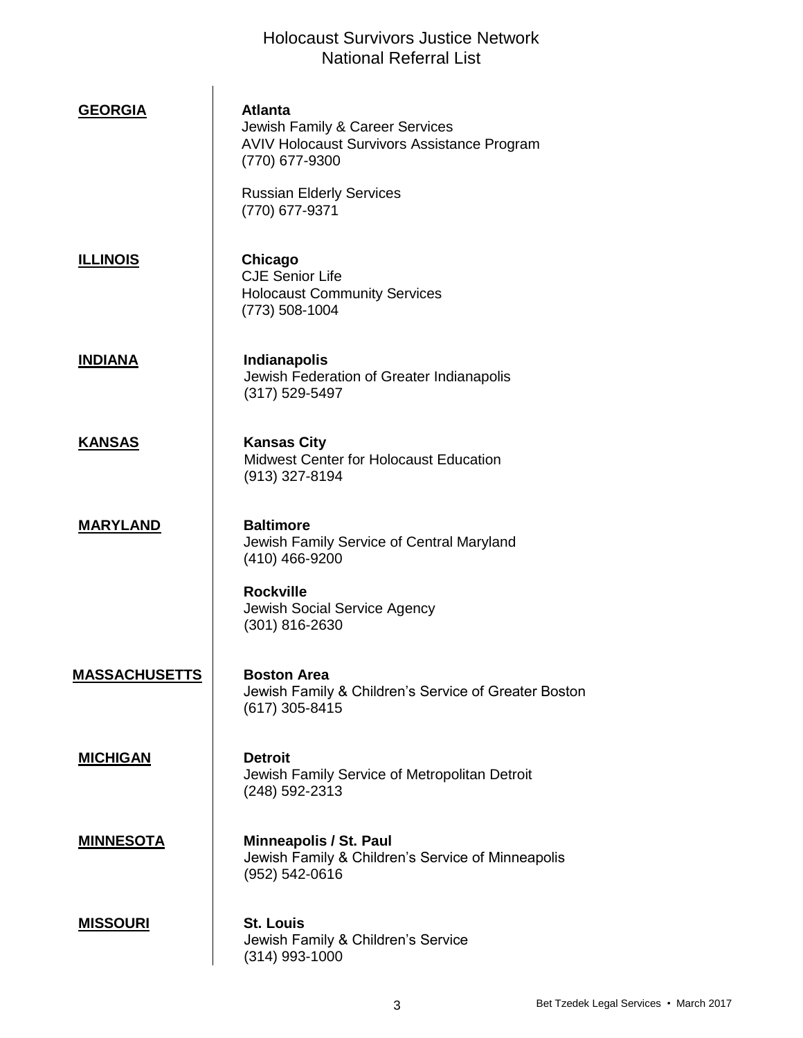Holocaust Survivors Justice Network
National Referral List

**GEORGIA**

**Atlanta**
Jewish Family & Career Services
AVIV Holocaust Survivors Assistance Program
(770) 677-9300

Russian Elderly Services
(770) 677-9371

**ILLINOIS**

**Chicago**
CJE Senior Life
Holocaust Community Services
(773) 508-1004

**INDIANA**

**Indianapolis**
Jewish Federation of Greater Indianapolis
(317) 529-5497

**KANSAS**

**Kansas City**
Midwest Center for Holocaust Education
(913) 327-8194

**MARYLAND**

**Baltimore**
Jewish Family Service of Central Maryland
(410) 466-9200

**Rockville**
Jewish Social Service Agency
(301) 816-2630

**MASSACHUSETTS**

**Boston Area**
Jewish Family & Children's Service of Greater Boston
(617) 305-8415

**MICHIGAN**

**Detroit**
Jewish Family Service of Metropolitan Detroit
(248) 592-2313

**MINNESOTA**

**Minneapolis / St. Paul**
Jewish Family & Children's Service of Minneapolis
(952) 542-0616

**MISSOURI**

**St. Louis**
Jewish Family & Children's Service
(314) 993-1000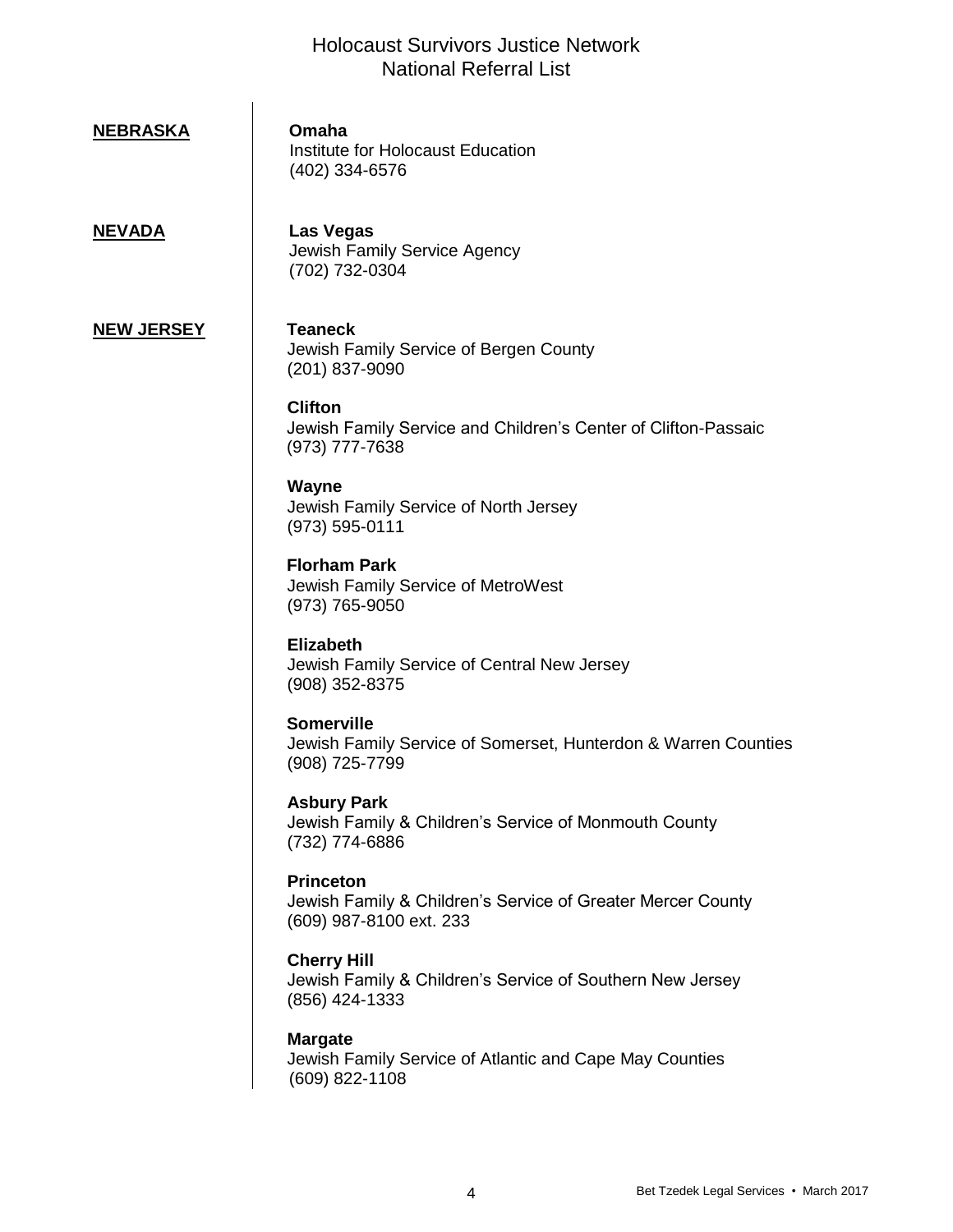# Holocaust Survivors Justice Network
## National Referral List

## NEBRASKA

**Omaha**
Institute for Holocaust Education
(402) 334-6576

## NEVADA

**Las Vegas**
Jewish Family Service Agency
(702) 732-0304

## NEW JERSEY

**Teaneck**
Jewish Family Service of Bergen County
(201) 837-9090

**Clifton**
Jewish Family Service and Children's Center of Clifton-Passaic
(973) 777-7638

**Wayne**
Jewish Family Service of North Jersey
(973) 595-0111

**Florham Park**
Jewish Family Service of MetroWest
(973) 765-9050

**Elizabeth**
Jewish Family Service of Central New Jersey
(908) 352-8375

**Somerville**
Jewish Family Service of Somerset, Hunterdon & Warren Counties
(908) 725-7799

**Asbury Park**
Jewish Family & Children's Service of Monmouth County
(732) 774-6886

**Princeton**
Jewish Family & Children's Service of Greater Mercer County
(609) 987-8100 ext. 233

**Cherry Hill**
Jewish Family & Children's Service of Southern New Jersey
(856) 424-1333

**Margate**
Jewish Family Service of Atlantic and Cape May Counties
(609) 822-1108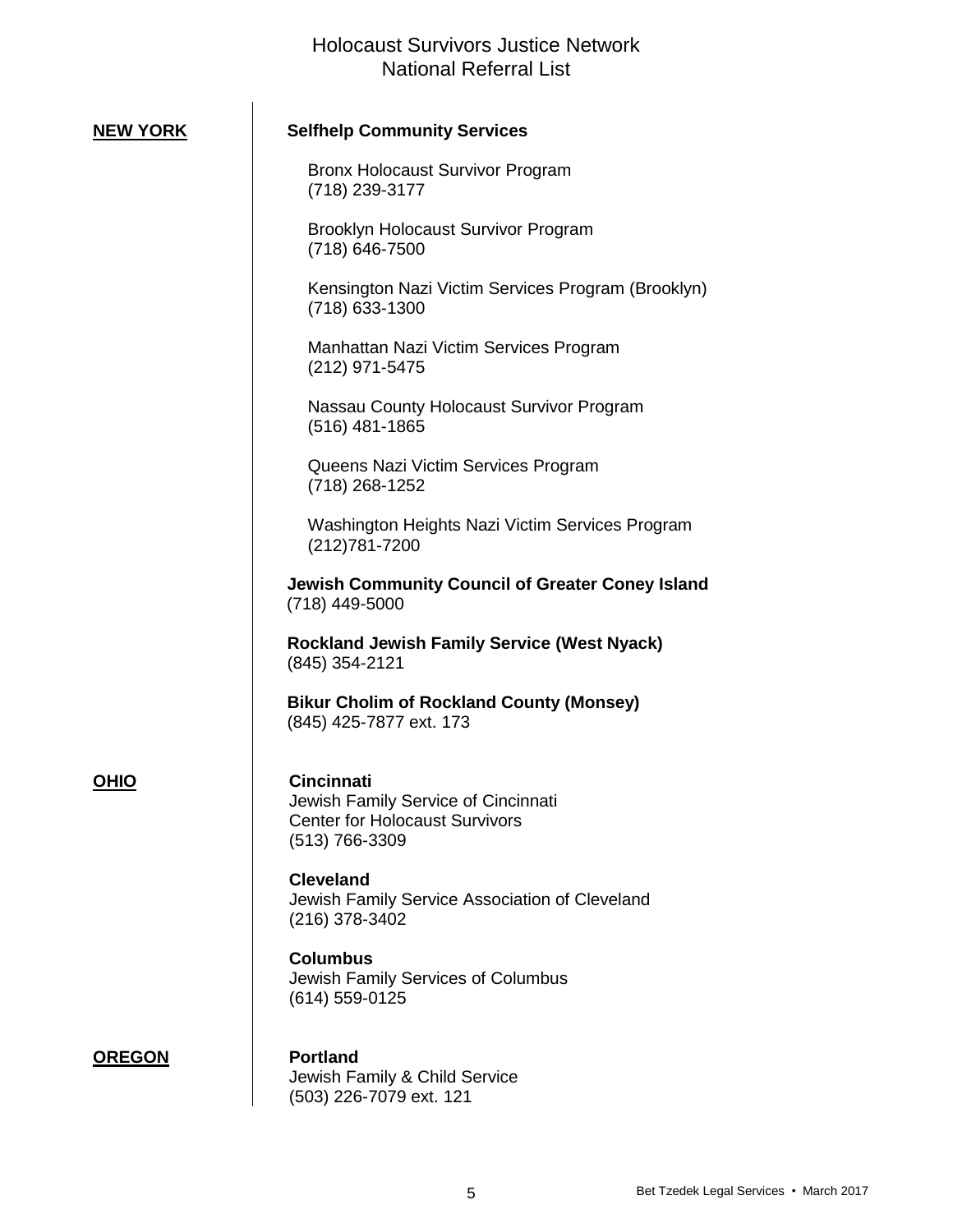## NEW YORK

**Selfhelp Community Services**

Bronx Holocaust Survivor Program
(718) 239-3177

Brooklyn Holocaust Survivor Program
(718) 646-7500

Kensington Nazi Victim Services Program (Brooklyn)
(718) 633-1300

Manhattan Nazi Victim Services Program
(212) 971-5475

Nassau County Holocaust Survivor Program
(516) 481-1865

Queens Nazi Victim Services Program
(718) 268-1252

Washington Heights Nazi Victim Services Program
(212)781-7200

**Jewish Community Council of Greater Coney Island**
(718) 449-5000

**Rockland Jewish Family Service (West Nyack)**
(845) 354-2121

**Bikur Cholim of Rockland County (Monsey)**
(845) 425-7877 ext. 173

## OHIO

**Cincinnati**
Jewish Family Service of Cincinnati
Center for Holocaust Survivors
(513) 766-3309

**Cleveland**
Jewish Family Service Association of Cleveland
(216) 378-3402

**Columbus**
Jewish Family Services of Columbus
(614) 559-0125

## OREGON

**Portland**
Jewish Family & Child Service
(503) 226-7079 ext. 121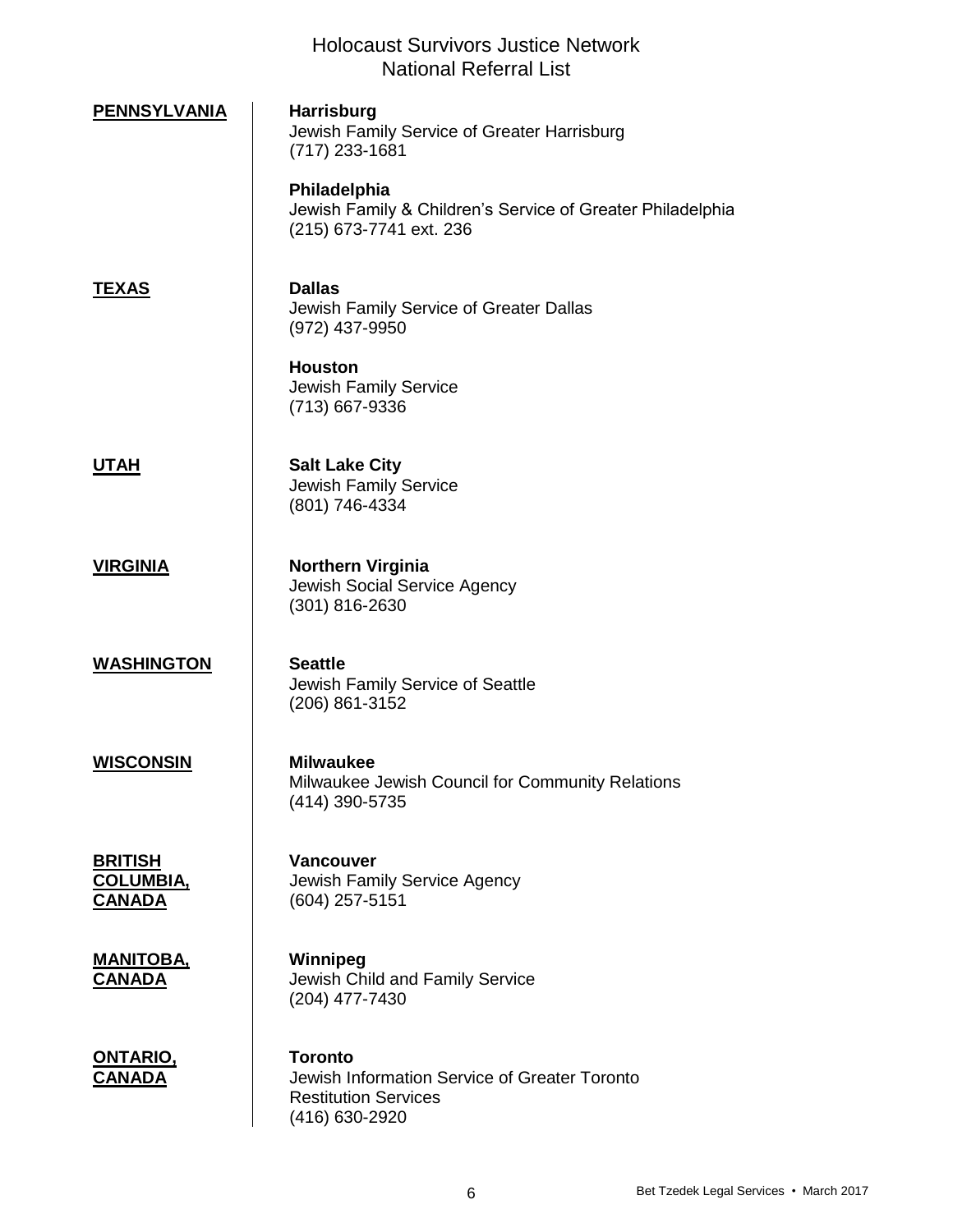Holocaust Survivors Justice Network
National Referral List

| | |
|---|---|
| **PENNSYLVANIA** | **Harrisburg**<br>Jewish Family Service of Greater Harrisburg<br>(717) 233-1681<br><br>**Philadelphia**<br>Jewish Family & Children's Service of Greater Philadelphia<br>(215) 673-7741 ext. 236 |
| **TEXAS** | **Dallas**<br>Jewish Family Service of Greater Dallas<br>(972) 437-9950<br><br>**Houston**<br>Jewish Family Service<br>(713) 667-9336 |
| **UTAH** | **Salt Lake City**<br>Jewish Family Service<br>(801) 746-4334 |
| **VIRGINIA** | **Northern Virginia**<br>Jewish Social Service Agency<br>(301) 816-2630 |
| **WASHINGTON** | **Seattle**<br>Jewish Family Service of Seattle<br>(206) 861-3152 |
| **WISCONSIN** | **Milwaukee**<br>Milwaukee Jewish Council for Community Relations<br>(414) 390-5735 |
| **BRITISH COLUMBIA, CANADA** | **Vancouver**<br>Jewish Family Service Agency<br>(604) 257-5151 |
| **MANITOBA, CANADA** | **Winnipeg**<br>Jewish Child and Family Service<br>(204) 477-7430 |
| **ONTARIO, CANADA** | **Toronto**<br>Jewish Information Service of Greater Toronto<br>Restitution Services<br>(416) 630-2920 |

Bet Tzedek Legal Services • March 2017